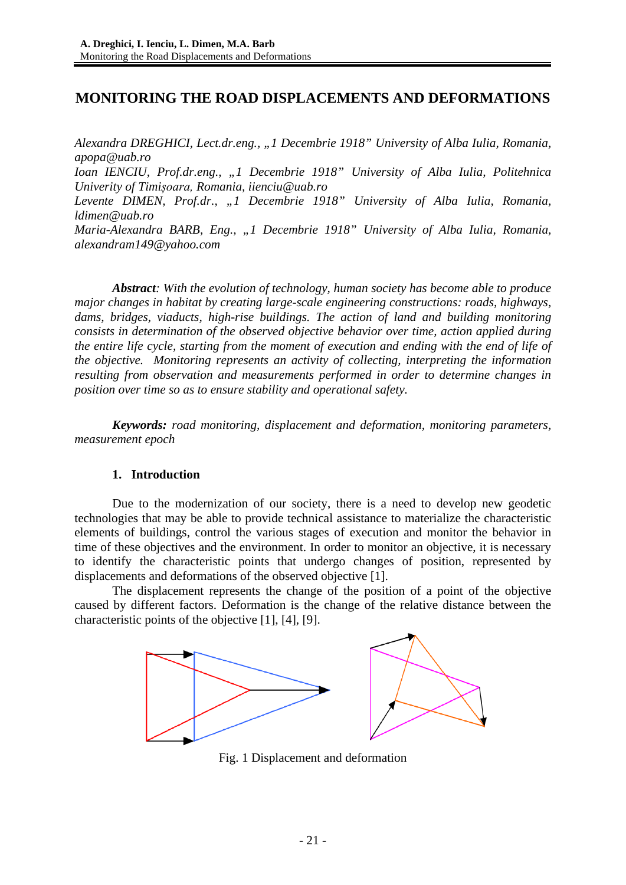# MONITORING THE ROAD DISPLACEMENTS AND DEFORMATIONS

*Alexandra DREGHICI, Lect.dr.eng., „1 Decembrie 1918" University of Alba Iulia, Romania, apopa@uab.ro*
*Ioan IENCIU, Prof.dr.eng., „1 Decembrie 1918" University of Alba Iulia, Politehnica Univerity of Timișoara, Romania, iienciu@uab.ro*
*Levente DIMEN, Prof.dr., „1 Decembrie 1918" University of Alba Iulia, Romania, ldimen@uab.ro*
*Maria-Alexandra BARB, Eng., „1 Decembrie 1918" University of Alba Iulia, Romania, alexandram149@yahoo.com*

***Abstract**: With the evolution of technology, human society has become able to produce major changes in habitat by creating large-scale engineering constructions: roads, highways, dams, bridges, viaducts, high-rise buildings. The action of land and building monitoring consists in determination of the observed objective behavior over time, action applied during the entire life cycle, starting from the moment of execution and ending with the end of life of the objective. Monitoring represents an activity of collecting, interpreting the information resulting from observation and measurements performed in order to determine changes in position over time so as to ensure stability and operational safety.*

***Keywords:** road monitoring, displacement and deformation, monitoring parameters, measurement epoch*

## 1. Introduction

Due to the modernization of our society, there is a need to develop new geodetic technologies that may be able to provide technical assistance to materialize the characteristic elements of buildings, control the various stages of execution and monitor the behavior in time of these objectives and the environment. In order to monitor an objective, it is necessary to identify the characteristic points that undergo changes of position, represented by displacements and deformations of the observed objective [1].

The displacement represents the change of the position of a point of the objective caused by different factors. Deformation is the change of the relative distance between the characteristic points of the objective [1], [4], [9].

Fig. 1 Displacement and deformation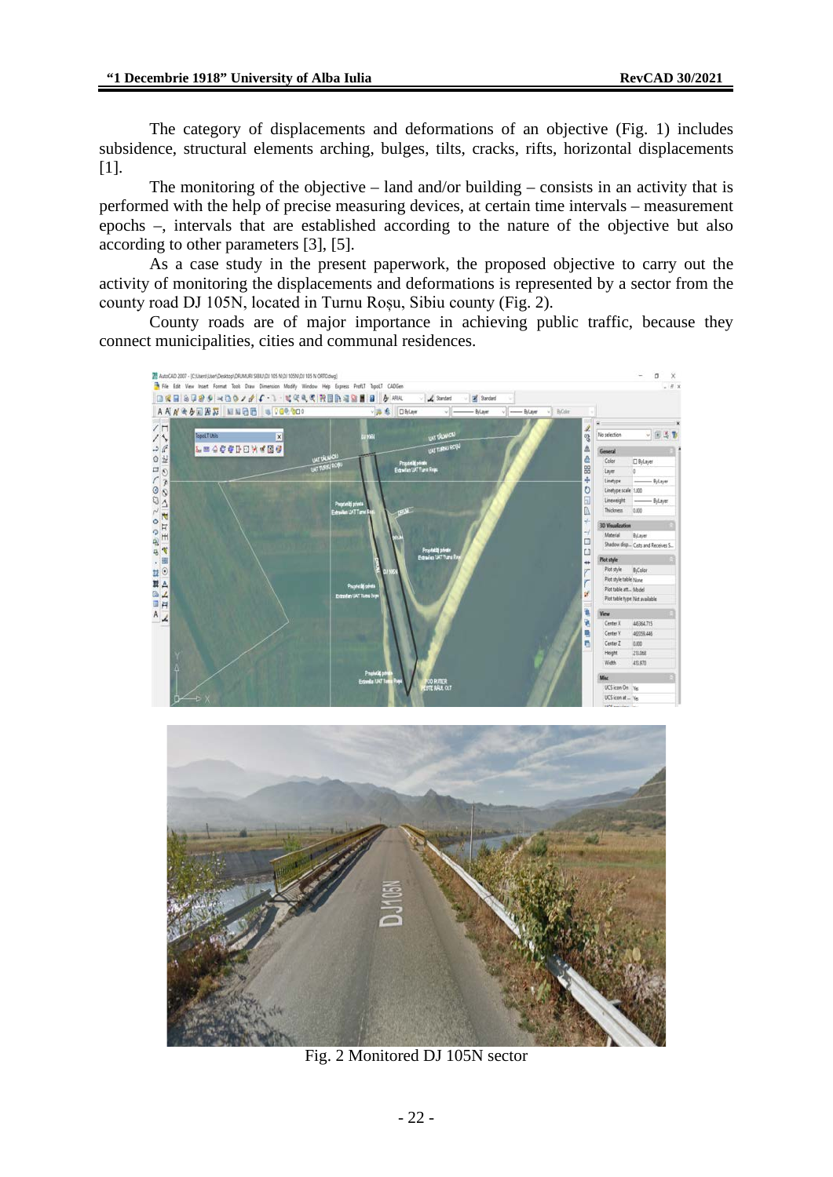The category of displacements and deformations of an objective (Fig. 1) includes subsidence, structural elements arching, bulges, tilts, cracks, rifts, horizontal displacements [1].

The monitoring of the objective – land and/or building – consists in an activity that is performed with the help of precise measuring devices, at certain time intervals – measurement epochs –, intervals that are established according to the nature of the objective but also according to other parameters [3], [5].

As a case study in the present paperwork, the proposed objective to carry out the activity of monitoring the displacements and deformations is represented by a sector from the county road DJ 105N, located in Turnu Roșu, Sibiu county (Fig. 2).

County roads are of major importance in achieving public traffic, because they connect municipalities, cities and communal residences.

Fig. 2 Monitored DJ 105N sector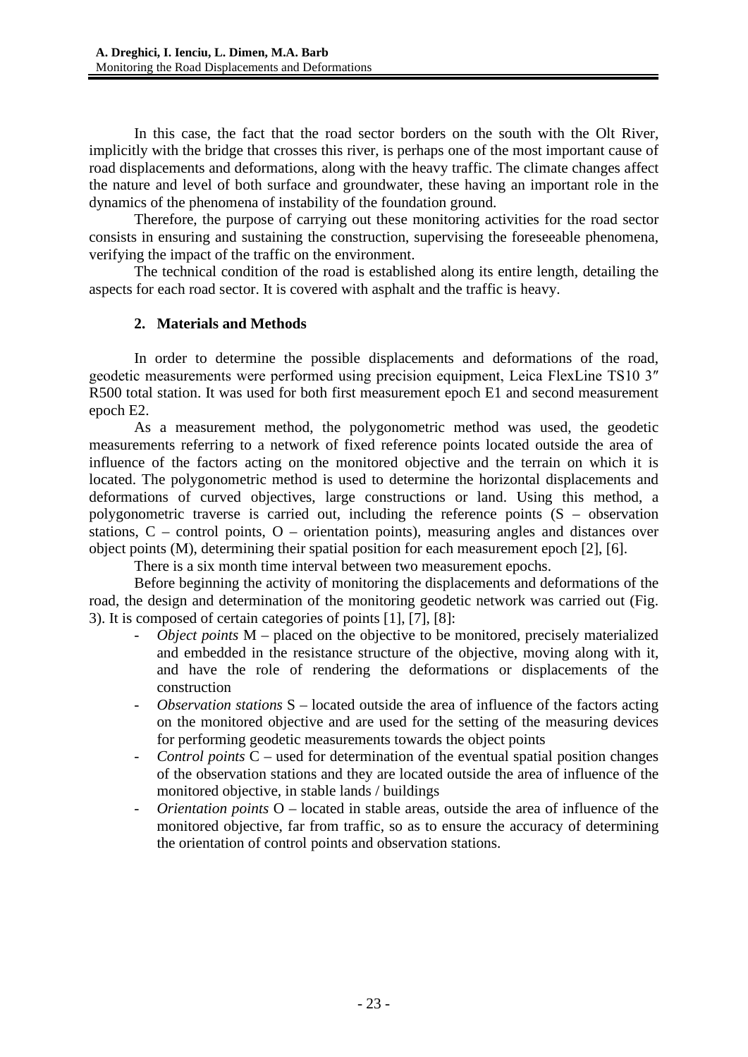In this case, the fact that the road sector borders on the south with the Olt River, implicitly with the bridge that crosses this river, is perhaps one of the most important cause of road displacements and deformations, along with the heavy traffic. The climate changes affect the nature and level of both surface and groundwater, these having an important role in the dynamics of the phenomena of instability of the foundation ground.

Therefore, the purpose of carrying out these monitoring activities for the road sector consists in ensuring and sustaining the construction, supervising the foreseeable phenomena, verifying the impact of the traffic on the environment.

The technical condition of the road is established along its entire length, detailing the aspects for each road sector. It is covered with asphalt and the traffic is heavy.

## 2. Materials and Methods

In order to determine the possible displacements and deformations of the road, geodetic measurements were performed using precision equipment, Leica FlexLine TS10 3″ R500 total station. It was used for both first measurement epoch E1 and second measurement epoch E2.

As a measurement method, the polygonometric method was used, the geodetic measurements referring to a network of fixed reference points located outside the area of influence of the factors acting on the monitored objective and the terrain on which it is located. The polygonometric method is used to determine the horizontal displacements and deformations of curved objectives, large constructions or land. Using this method, a polygonometric traverse is carried out, including the reference points (S – observation stations, C – control points, O – orientation points), measuring angles and distances over object points (M), determining their spatial position for each measurement epoch [2], [6].

There is a six month time interval between two measurement epochs.

Before beginning the activity of monitoring the displacements and deformations of the road, the design and determination of the monitoring geodetic network was carried out (Fig. 3). It is composed of certain categories of points [1], [7], [8]:

- *Object points* M – placed on the objective to be monitored, precisely materialized and embedded in the resistance structure of the objective, moving along with it, and have the role of rendering the deformations or displacements of the construction
- *Observation stations* S – located outside the area of influence of the factors acting on the monitored objective and are used for the setting of the measuring devices for performing geodetic measurements towards the object points
- *Control points* C – used for determination of the eventual spatial position changes of the observation stations and they are located outside the area of influence of the monitored objective, in stable lands / buildings
- *Orientation points* O – located in stable areas, outside the area of influence of the monitored objective, far from traffic, so as to ensure the accuracy of determining the orientation of control points and observation stations.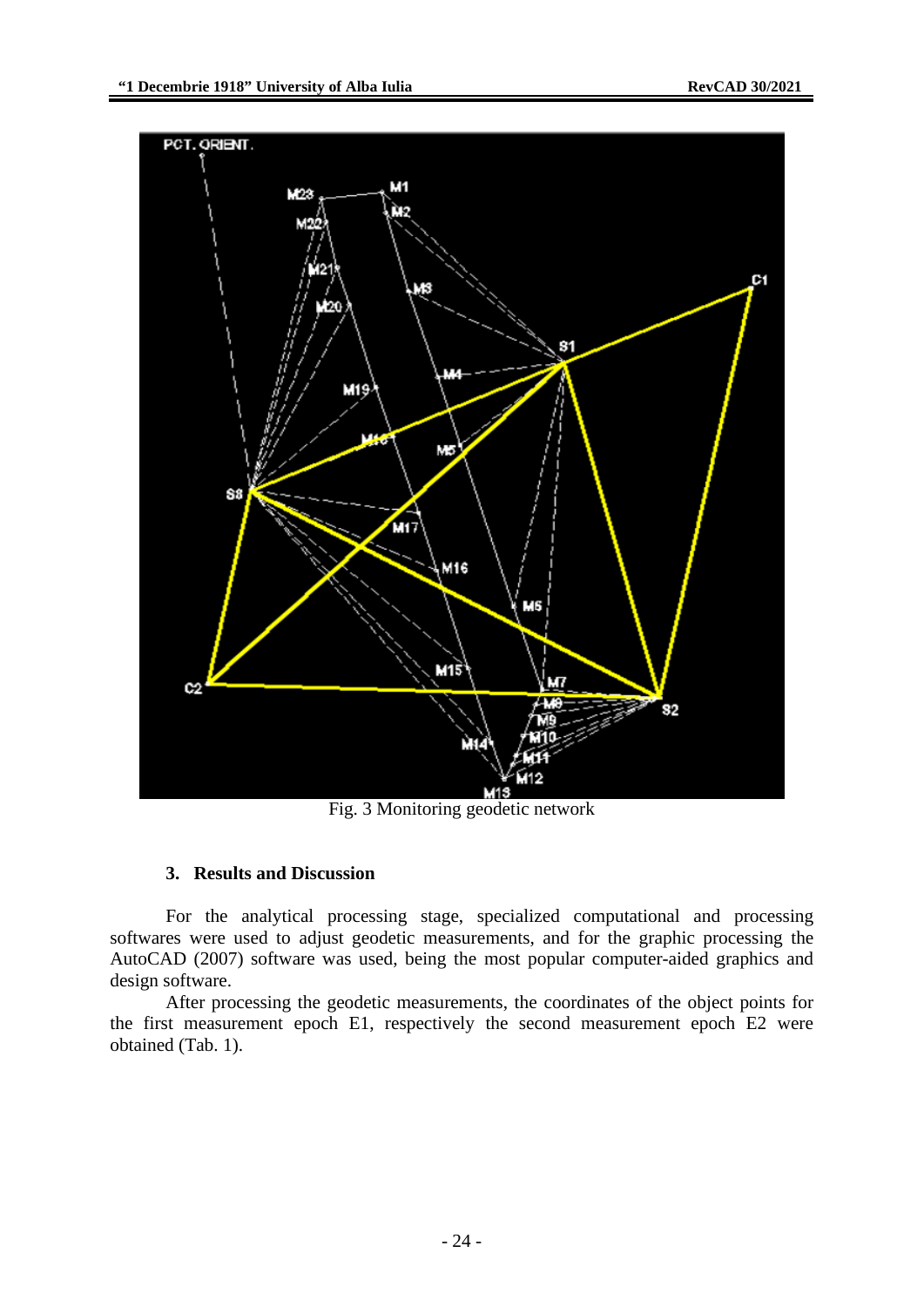Fig. 3 Monitoring geodetic network

## 3. Results and Discussion

For the analytical processing stage, specialized computational and processing softwares were used to adjust geodetic measurements, and for the graphic processing the AutoCAD (2007) software was used, being the most popular computer-aided graphics and design software.

After processing the geodetic measurements, the coordinates of the object points for the first measurement epoch E1, respectively the second measurement epoch E2 were obtained (Tab. 1).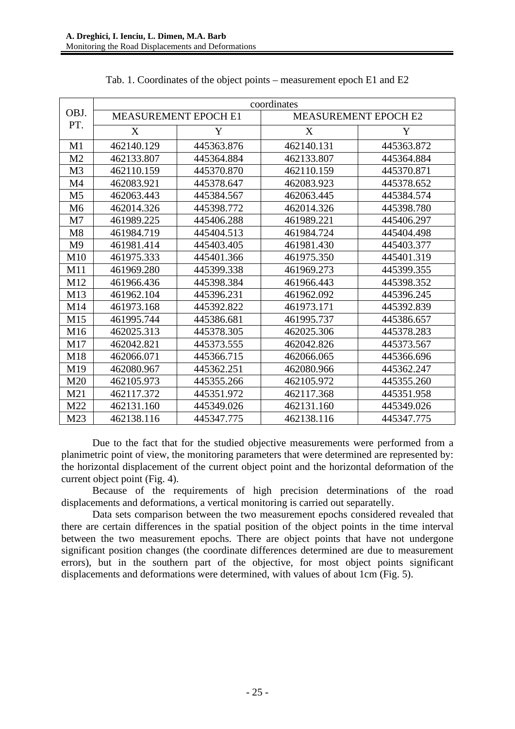Tab. 1. Coordinates of the object points – measurement epoch E1 and E2

| OBJ. PT. | coordinates | | | |
|---|---|---|---|---|
| | MEASUREMENT EPOCH E1 | | MEASUREMENT EPOCH E2 | |
| | X | Y | X | Y |
| M1 | 462140.129 | 445363.876 | 462140.131 | 445363.872 |
| M2 | 462133.807 | 445364.884 | 462133.807 | 445364.884 |
| M3 | 462110.159 | 445370.870 | 462110.159 | 445370.871 |
| M4 | 462083.921 | 445378.647 | 462083.923 | 445378.652 |
| M5 | 462063.443 | 445384.567 | 462063.445 | 445384.574 |
| M6 | 462014.326 | 445398.772 | 462014.326 | 445398.780 |
| M7 | 461989.225 | 445406.288 | 461989.221 | 445406.297 |
| M8 | 461984.719 | 445404.513 | 461984.724 | 445404.498 |
| M9 | 461981.414 | 445403.405 | 461981.430 | 445403.377 |
| M10 | 461975.333 | 445401.366 | 461975.350 | 445401.319 |
| M11 | 461969.280 | 445399.338 | 461969.273 | 445399.355 |
| M12 | 461966.436 | 445398.384 | 461966.443 | 445398.352 |
| M13 | 461962.104 | 445396.231 | 461962.092 | 445396.245 |
| M14 | 461973.168 | 445392.822 | 461973.171 | 445392.839 |
| M15 | 461995.744 | 445386.681 | 461995.737 | 445386.657 |
| M16 | 462025.313 | 445378.305 | 462025.306 | 445378.283 |
| M17 | 462042.821 | 445373.555 | 462042.826 | 445373.567 |
| M18 | 462066.071 | 445366.715 | 462066.065 | 445366.696 |
| M19 | 462080.967 | 445362.251 | 462080.966 | 445362.247 |
| M20 | 462105.973 | 445355.266 | 462105.972 | 445355.260 |
| M21 | 462117.372 | 445351.972 | 462117.368 | 445351.958 |
| M22 | 462131.160 | 445349.026 | 462131.160 | 445349.026 |
| M23 | 462138.116 | 445347.775 | 462138.116 | 445347.775 |

Due to the fact that for the studied objective measurements were performed from a planimetric point of view, the monitoring parameters that were determined are represented by: the horizontal displacement of the current object point and the horizontal deformation of the current object point (Fig. 4).

Because of the requirements of high precision determinations of the road displacements and deformations, a vertical monitoring is carried out separatelly.

Data sets comparison between the two measurement epochs considered revealed that there are certain differences in the spatial position of the object points in the time interval between the two measurement epochs. There are object points that have not undergone significant position changes (the coordinate differences determined are due to measurement errors), but in the southern part of the objective, for most object points significant displacements and deformations were determined, with values of about 1cm (Fig. 5).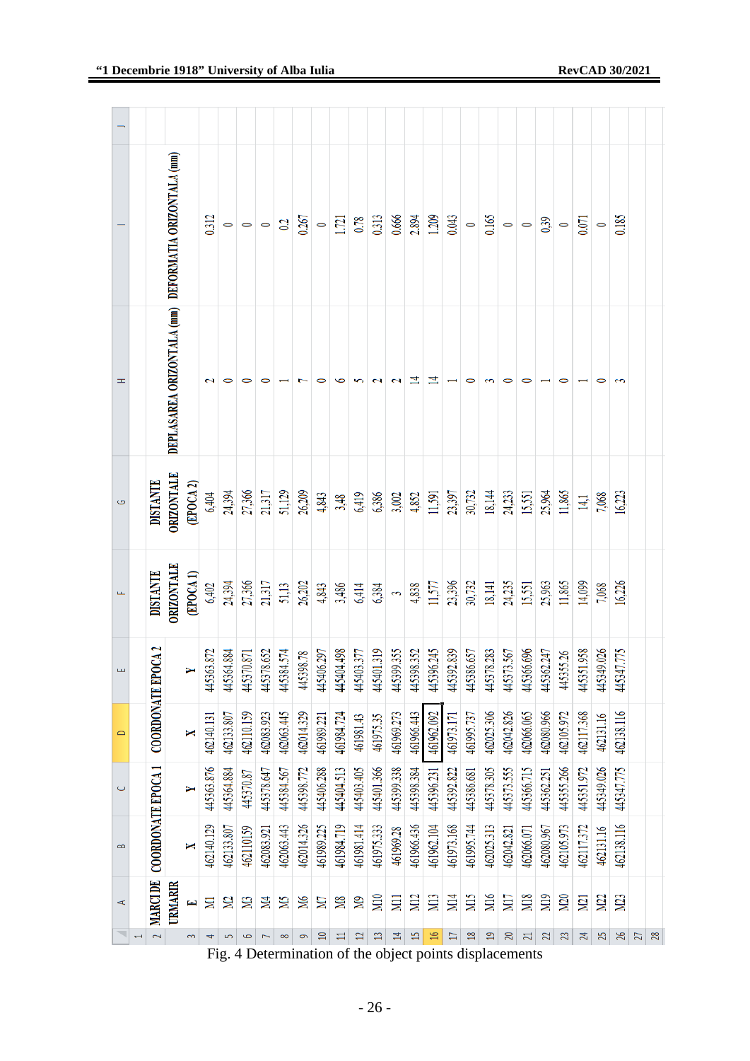| MARCI DE URMARIRE | COORDONATE EPOCA 1 | | COORDONATE EPOCA 2 | | DISTANTE ORIZONTALE (EPOCA 1) | DISTANTE ORIZONTALE (EPOCA 2) | DEPLASAREA ORIZONTALA (mm) | DEFORMATIA ORIZONTALA (mm) |
|---|---|---|---|---|---|---|---|---|
| E | X | Y | X | Y | | | | |
| M1 | 462140.129 | 445363.876 | 462140.131 | 445363.872 | 6,402 | 6,404 | 2 | 0.312 |
| M2 | 462133.807 | 445364.884 | 462133.807 | 445364.884 | 24,394 | 24,394 | 0 | 0 |
| M3 | 462110.159 | 445370.87 | 462110.159 | 445370.871 | 27,366 | 27,366 | 0 | 0 |
| M4 | 462083.921 | 445378.647 | 462083.923 | 445378.652 | 21,317 | 21,317 | 0 | 0 |
| M5 | 462063.443 | 445384.567 | 462063.445 | 445384.574 | 51,13 | 51,129 | 1 | 0.2 |
| M6 | 462014.326 | 445398.772 | 462014.329 | 445398.78 | 26,202 | 26,209 | 7 | 0.267 |
| M7 | 461989.225 | 445406.288 | 461989.221 | 445406.297 | 4,843 | 4,843 | 0 | 0 |
| M8 | 461984.719 | 445404.513 | 461984.724 | 445404.498 | 3,486 | 3,48 | 6 | 1.721 |
| M9 | 461981.414 | 445403.405 | 461981.43 | 445403.377 | 6,414 | 6,419 | 5 | 0.78 |
| M10 | 461975.333 | 445401.366 | 461975.35 | 445401.319 | 6,384 | 6,386 | 2 | 0.313 |
| M11 | 461969.28 | 445399.338 | 461969.273 | 445399.355 | 3 | 3,002 | 2 | 0.666 |
| M12 | 461966.436 | 445398.384 | 461966.443 | 445398.352 | 4,838 | 4,852 | 14 | 2.894 |
| M13 | 461962.104 | 445396.231 | 461962.092 | 445396.245 | 11,577 | 11,591 | 14 | 1.209 |
| M14 | 461973.168 | 445392.822 | 461973.171 | 445392.839 | 23,396 | 23,397 | 1 | 0.043 |
| M15 | 461995.744 | 445386.681 | 461995.737 | 445386.657 | 30,732 | 30,732 | 0 | 0 |
| M16 | 462025.313 | 445378.305 | 462025.306 | 445378.283 | 18,141 | 18,144 | 3 | 0.165 |
| M17 | 462042.821 | 445373.555 | 462042.826 | 445373.567 | 24,235 | 24,233 | 0 | 0 |
| M18 | 462066.071 | 445366.715 | 462066.065 | 445366.696 | 15,551 | 15,551 | 0 | 0 |
| M19 | 462080.967 | 445362.251 | 462080.966 | 445362.247 | 25,963 | 25,964 | 1 | 0.39 |
| M20 | 462105.973 | 445355.266 | 462105.972 | 445355.26 | 11,865 | 11,865 | 0 | 0 |
| M21 | 462117.372 | 445351.972 | 462117.368 | 445351.958 | 14,099 | 14,1 | 1 | 0.071 |
| M22 | 462131.16 | 445349.026 | 462131.16 | 445349.026 | 7,068 | 7,068 | 0 | 0 |
| M23 | 462138.116 | 445347.775 | 462138.116 | 445347.775 | 16,226 | 16,223 | 3 | 0.185 |

Fig. 4 Determination of the object points displacements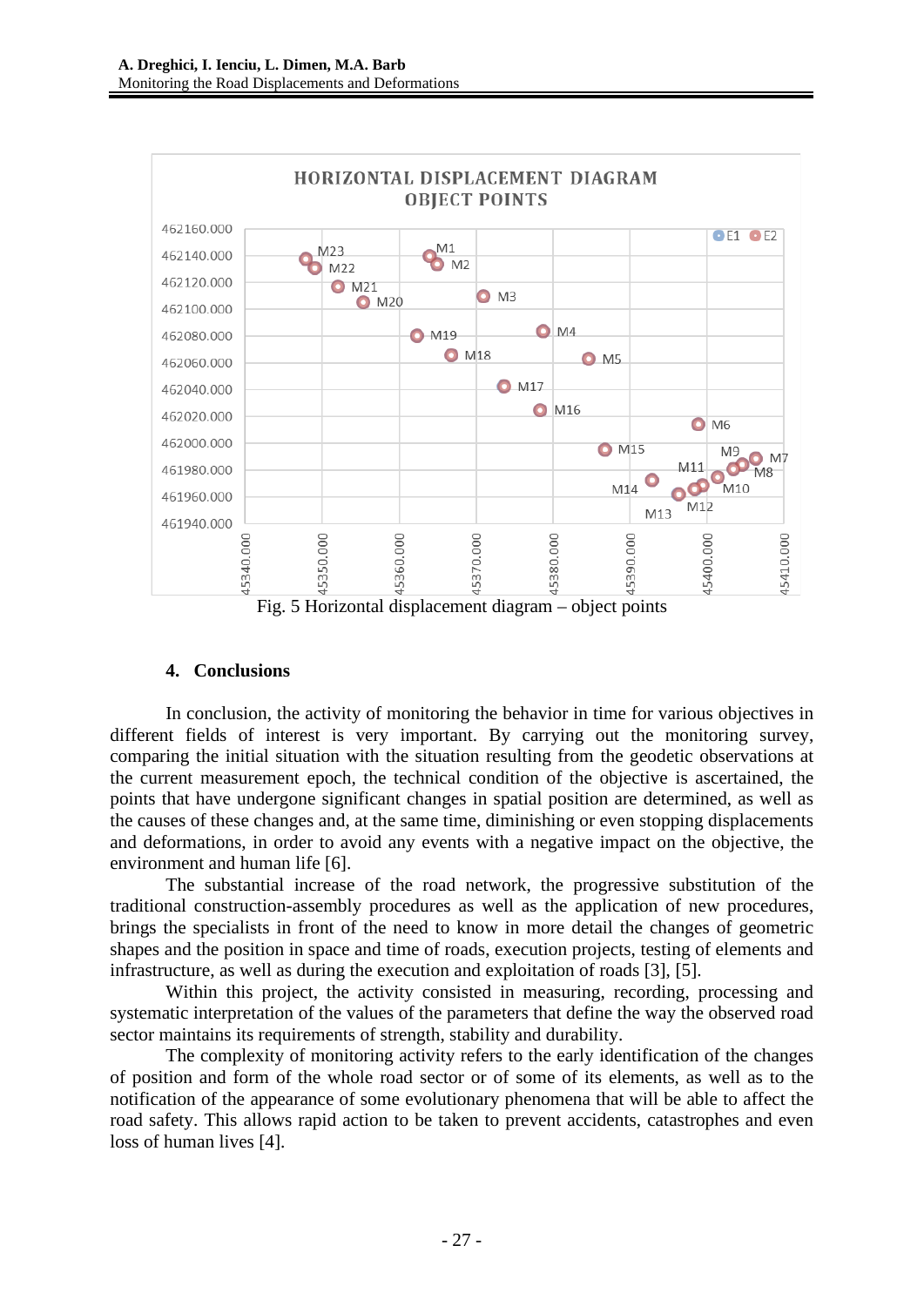Fig. 5 Horizontal displacement diagram – object points

## 4. Conclusions

In conclusion, the activity of monitoring the behavior in time for various objectives in different fields of interest is very important. By carrying out the monitoring survey, comparing the initial situation with the situation resulting from the geodetic observations at the current measurement epoch, the technical condition of the objective is ascertained, the points that have undergone significant changes in spatial position are determined, as well as the causes of these changes and, at the same time, diminishing or even stopping displacements and deformations, in order to avoid any events with a negative impact on the objective, the environment and human life [6].

The substantial increase of the road network, the progressive substitution of the traditional construction-assembly procedures as well as the application of new procedures, brings the specialists in front of the need to know in more detail the changes of geometric shapes and the position in space and time of roads, execution projects, testing of elements and infrastructure, as well as during the execution and exploitation of roads [3], [5].

Within this project, the activity consisted in measuring, recording, processing and systematic interpretation of the values of the parameters that define the way the observed road sector maintains its requirements of strength, stability and durability.

The complexity of monitoring activity refers to the early identification of the changes of position and form of the whole road sector or of some of its elements, as well as to the notification of the appearance of some evolutionary phenomena that will be able to affect the road safety. This allows rapid action to be taken to prevent accidents, catastrophes and even loss of human lives [4].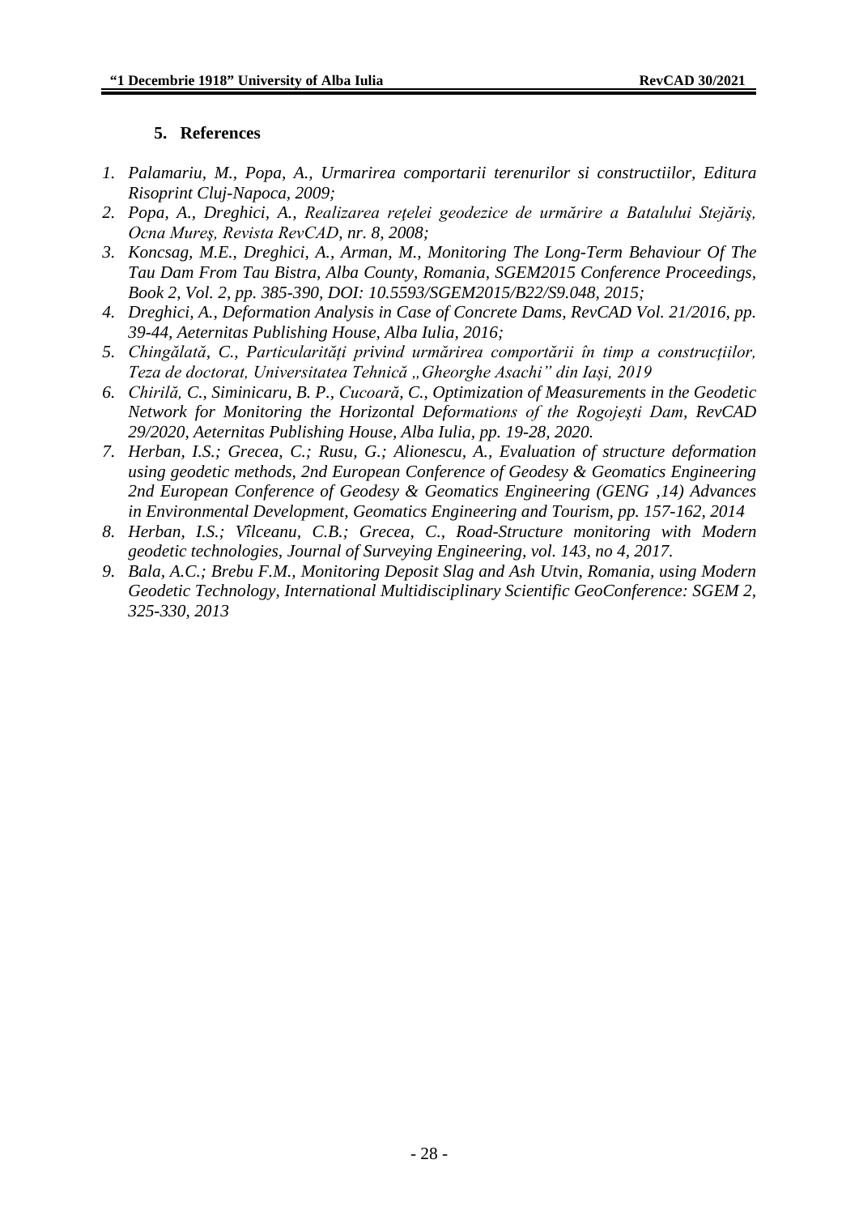### 5. References

1. *Palamariu, M., Popa, A., Urmarirea comportarii terenurilor si constructiilor, Editura Risoprint Cluj-Napoca, 2009;*
2. *Popa, A., Dreghici, A., Realizarea rețelei geodezice de urmărire a Batalului Stejăriș, Ocna Mureș, Revista RevCAD, nr. 8, 2008;*
3. *Koncsag, M.E., Dreghici, A., Arman, M., Monitoring The Long-Term Behaviour Of The Tau Dam From Tau Bistra, Alba County, Romania, SGEM2015 Conference Proceedings, Book 2, Vol. 2, pp. 385-390, DOI: 10.5593/SGEM2015/B22/S9.048, 2015;*
4. *Dreghici, A., Deformation Analysis in Case of Concrete Dams, RevCAD Vol. 21/2016, pp. 39-44, Aeternitas Publishing House, Alba Iulia, 2016;*
5. *Chingălată, C., Particularități privind urmărirea comportării în timp a construcțiilor, Teza de doctorat, Universitatea Tehnică „Gheorghe Asachi" din Iași, 2019*
6. *Chirilă, C., Siminicaru, B. P., Cucoară, C., Optimization of Measurements in the Geodetic Network for Monitoring the Horizontal Deformations of the Rogojeşti Dam, RevCAD 29/2020, Aeternitas Publishing House, Alba Iulia, pp. 19-28, 2020.*
7. *Herban, I.S.; Grecea, C.; Rusu, G.; Alionescu, A., Evaluation of structure deformation using geodetic methods, 2nd European Conference of Geodesy & Geomatics Engineering 2nd European Conference of Geodesy & Geomatics Engineering (GENG ,14) Advances in Environmental Development, Geomatics Engineering and Tourism, pp. 157-162, 2014*
8. *Herban, I.S.; Vîlceanu, C.B.; Grecea, C., Road-Structure monitoring with Modern geodetic technologies, Journal of Surveying Engineering, vol. 143, no 4, 2017.*
9. *Bala, A.C.; Brebu F.M., Monitoring Deposit Slag and Ash Utvin, Romania, using Modern Geodetic Technology, International Multidisciplinary Scientific GeoConference: SGEM 2, 325-330, 2013*